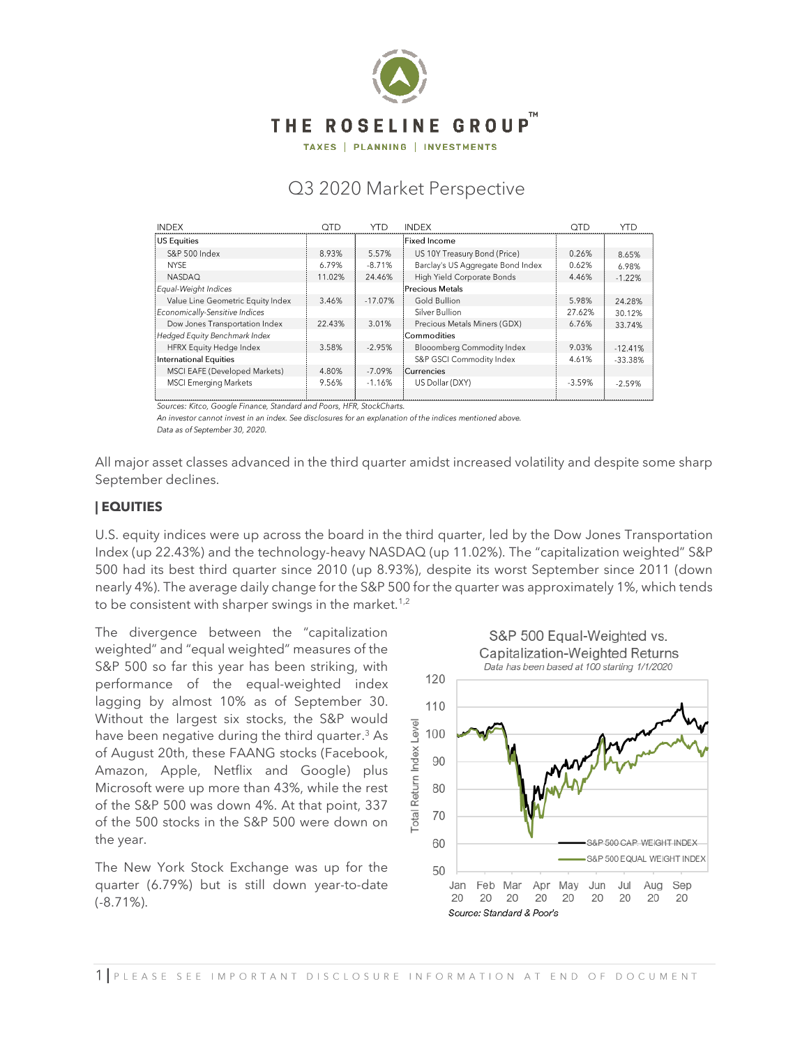# THE ROSELINE GROUP™

TAXES | PLANNING | INVESTMENTS

## Q3 2020 Market Perspective

| INDEX | QTD | YTD | INDEX | QTD | YTD |
|---|---|---|---|---|---|
| US Equities | | | Fixed Income | | |
| S&P 500 Index | 8.93% | 5.57% | US 10Y Treasury Bond (Price) | 0.26% | 8.65% |
| NYSE | 6.79% | -8.71% | Barclay's US Aggregate Bond Index | 0.62% | 6.98% |
| NASDAQ | 11.02% | 24.46% | High Yield Corporate Bonds | 4.46% | -1.22% |
| *Equal-Weight Indices* | | | Precious Metals | | |
| Value Line Geometric Equity Index | 3.46% | -17.07% | Gold Bullion | 5.98% | 24.28% |
| *Economically-Sensitive Indices* | | | Silver Bullion | 27.62% | 30.12% |
| Dow Jones Transportation Index | 22.43% | 3.01% | Precious Metals Miners (GDX) | 6.76% | 33.74% |
| *Hedged Equity Benchmark Index* | | | Commodities | | |
| HFRX Equity Hedge Index | 3.58% | -2.95% | Blooomberg Commodity Index | 9.03% | -12.41% |
| International Equities | | | S&P GSCI Commodity Index | 4.61% | -33.38% |
| MSCI EAFE (Developed Markets) | 4.80% | -7.09% | Currencies | | |
| MSCI Emerging Markets | 9.56% | -1.16% | US Dollar (DXY) | -3.59% | -2.59% |

*Sources: Kitco, Google Finance, Standard and Poors, HFR, StockCharts.*
*An investor cannot invest in an index. See disclosures for an explanation of the indices mentioned above.*
*Data as of September 30, 2020.*

All major asset classes advanced in the third quarter amidst increased volatility and despite some sharp September declines.

### | EQUITIES

U.S. equity indices were up across the board in the third quarter, led by the Dow Jones Transportation Index (up 22.43%) and the technology-heavy NASDAQ (up 11.02%). The "capitalization weighted" S&P 500 had its best third quarter since 2010 (up 8.93%), despite its worst September since 2011 (down nearly 4%). The average daily change for the S&P 500 for the quarter was approximately 1%, which tends to be consistent with sharper swings in the market.[1,2]

The divergence between the "capitalization weighted" and "equal weighted" measures of the S&P 500 so far this year has been striking, with performance of the equal-weighted index lagging by almost 10% as of September 30. Without the largest six stocks, the S&P would have been negative during the third quarter.[3] As of August 20th, these FAANG stocks (Facebook, Amazon, Apple, Netflix and Google) plus Microsoft were up more than 43%, while the rest of the S&P 500 was down 4%. At that point, 337 of the 500 stocks in the S&P 500 were down on the year.

The New York Stock Exchange was up for the quarter (6.79%) but is still down year-to-date (-8.71%).

S&P 500 Equal-Weighted vs. Capitalization-Weighted Returns

*Data has been based at 100 starting 1/1/2020*

*Source: Standard & Poor's*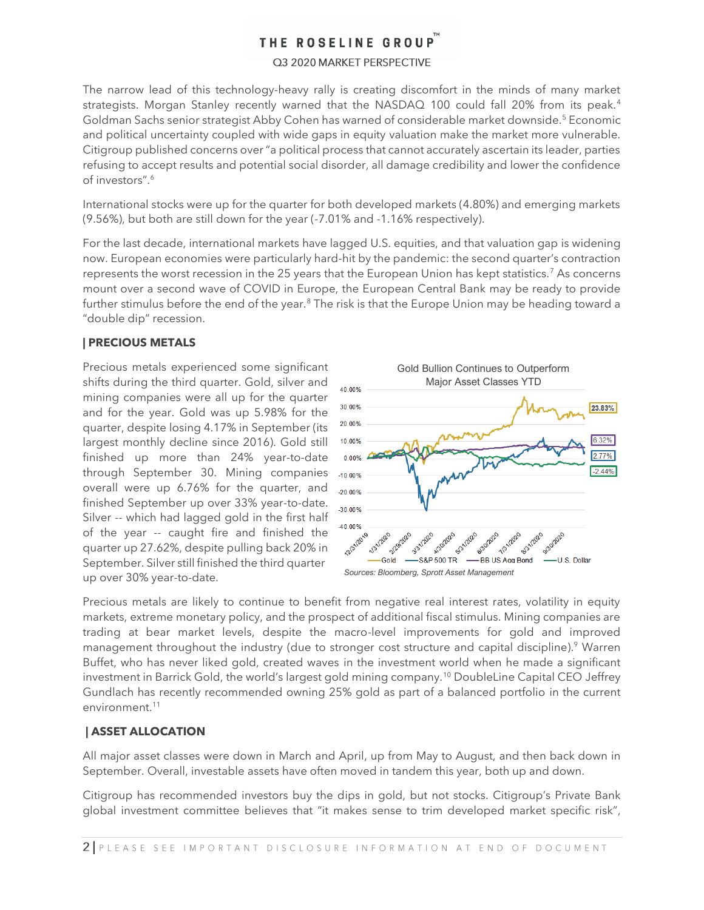The narrow lead of this technology-heavy rally is creating discomfort in the minds of many market strategists. Morgan Stanley recently warned that the NASDAQ 100 could fall 20% from its peak.[4] Goldman Sachs senior strategist Abby Cohen has warned of considerable market downside.[5] Economic and political uncertainty coupled with wide gaps in equity valuation make the market more vulnerable. Citigroup published concerns over "a political process that cannot accurately ascertain its leader, parties refusing to accept results and potential social disorder, all damage credibility and lower the confidence of investors".[6]

International stocks were up for the quarter for both developed markets (4.80%) and emerging markets (9.56%), but both are still down for the year (-7.01% and -1.16% respectively).

For the last decade, international markets have lagged U.S. equities, and that valuation gap is widening now. European economies were particularly hard-hit by the pandemic: the second quarter's contraction represents the worst recession in the 25 years that the European Union has kept statistics.[7] As concerns mount over a second wave of COVID in Europe, the European Central Bank may be ready to provide further stimulus before the end of the year.[8] The risk is that the Europe Union may be heading toward a "double dip" recession.

## | PRECIOUS METALS

Precious metals experienced some significant shifts during the third quarter. Gold, silver and mining companies were all up for the quarter and for the year. Gold was up 5.98% for the quarter, despite losing 4.17% in September (its largest monthly decline since 2016). Gold still finished up more than 24% year-to-date through September 30. Mining companies overall were up 6.76% for the quarter, and finished September up over 33% year-to-date. Silver -- which had lagged gold in the first half of the year -- caught fire and finished the quarter up 27.62%, despite pulling back 20% in September. Silver still finished the third quarter up over 30% year-to-date.

Gold Bullion Continues to Outperform Major Asset Classes YTD

Sources: Bloomberg, Sprott Asset Management

Precious metals are likely to continue to benefit from negative real interest rates, volatility in equity markets, extreme monetary policy, and the prospect of additional fiscal stimulus. Mining companies are trading at bear market levels, despite the macro-level improvements for gold and improved management throughout the industry (due to stronger cost structure and capital discipline).[9] Warren Buffet, who has never liked gold, created waves in the investment world when he made a significant investment in Barrick Gold, the world's largest gold mining company.[10] DoubleLine Capital CEO Jeffrey Gundlach has recently recommended owning 25% gold as part of a balanced portfolio in the current environment.[11]

## | ASSET ALLOCATION

All major asset classes were down in March and April, up from May to August, and then back down in September. Overall, investable assets have often moved in tandem this year, both up and down.

Citigroup has recommended investors buy the dips in gold, but not stocks. Citigroup's Private Bank global investment committee believes that "it makes sense to trim developed market specific risk",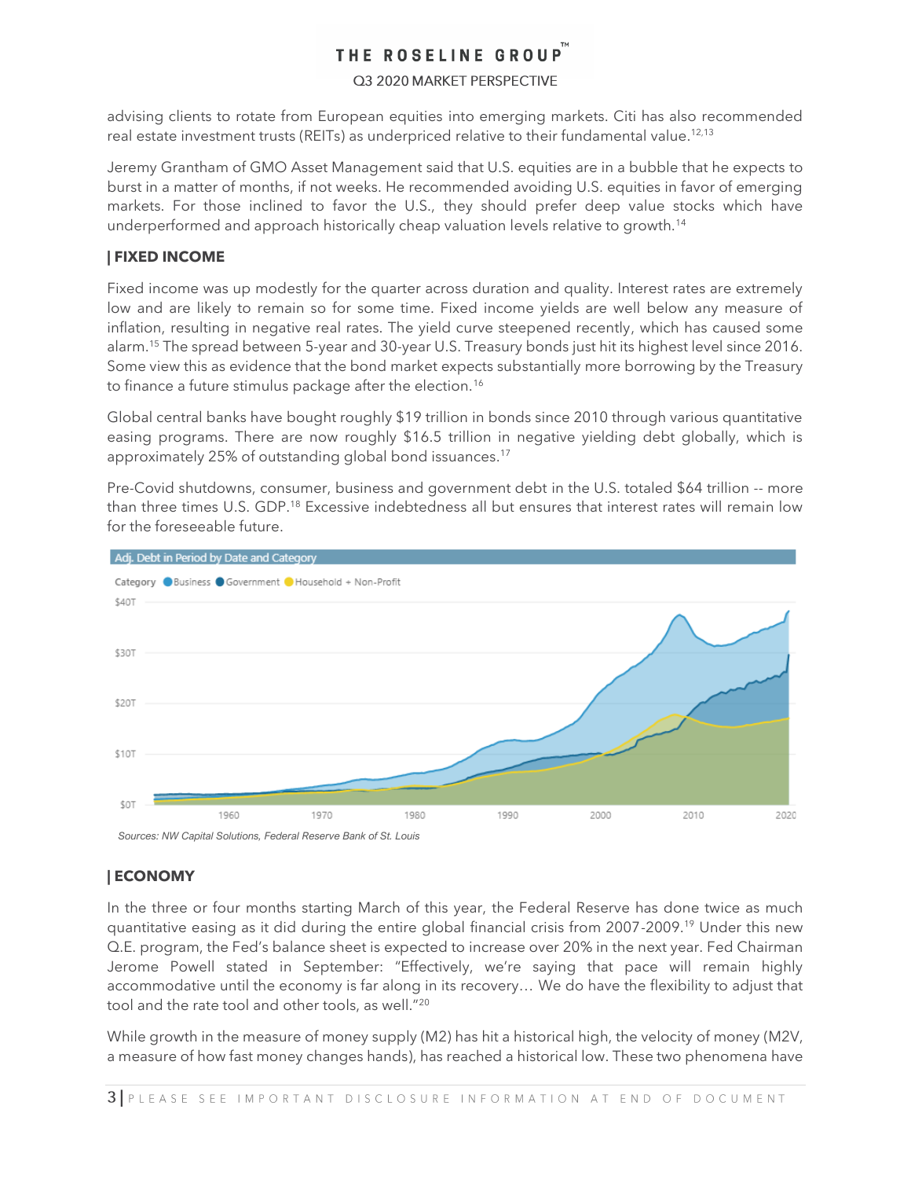advising clients to rotate from European equities into emerging markets. Citi has also recommended real estate investment trusts (REITs) as underpriced relative to their fundamental value.[12,13]

Jeremy Grantham of GMO Asset Management said that U.S. equities are in a bubble that he expects to burst in a matter of months, if not weeks. He recommended avoiding U.S. equities in favor of emerging markets. For those inclined to favor the U.S., they should prefer deep value stocks which have underperformed and approach historically cheap valuation levels relative to growth.[14]

## | FIXED INCOME

Fixed income was up modestly for the quarter across duration and quality. Interest rates are extremely low and are likely to remain so for some time. Fixed income yields are well below any measure of inflation, resulting in negative real rates. The yield curve steepened recently, which has caused some alarm.[15] The spread between 5-year and 30-year U.S. Treasury bonds just hit its highest level since 2016. Some view this as evidence that the bond market expects substantially more borrowing by the Treasury to finance a future stimulus package after the election.[16]

Global central banks have bought roughly $19 trillion in bonds since 2010 through various quantitative easing programs. There are now roughly $16.5 trillion in negative yielding debt globally, which is approximately 25% of outstanding global bond issuances.[17]

Pre-Covid shutdowns, consumer, business and government debt in the U.S. totaled $64 trillion -- more than three times U.S. GDP.[18] Excessive indebtedness all but ensures that interest rates will remain low for the foreseeable future.

Adj. Debt in Period by Date and Category

Category: Business, Government, Household + Non-Profit

*Sources: NW Capital Solutions, Federal Reserve Bank of St. Louis*

## | ECONOMY

In the three or four months starting March of this year, the Federal Reserve has done twice as much quantitative easing as it did during the entire global financial crisis from 2007-2009.[19] Under this new Q.E. program, the Fed's balance sheet is expected to increase over 20% in the next year. Fed Chairman Jerome Powell stated in September: "Effectively, we're saying that pace will remain highly accommodative until the economy is far along in its recovery… We do have the flexibility to adjust that tool and the rate tool and other tools, as well."[20]

While growth in the measure of money supply (M2) has hit a historical high, the velocity of money (M2V, a measure of how fast money changes hands), has reached a historical low. These two phenomena have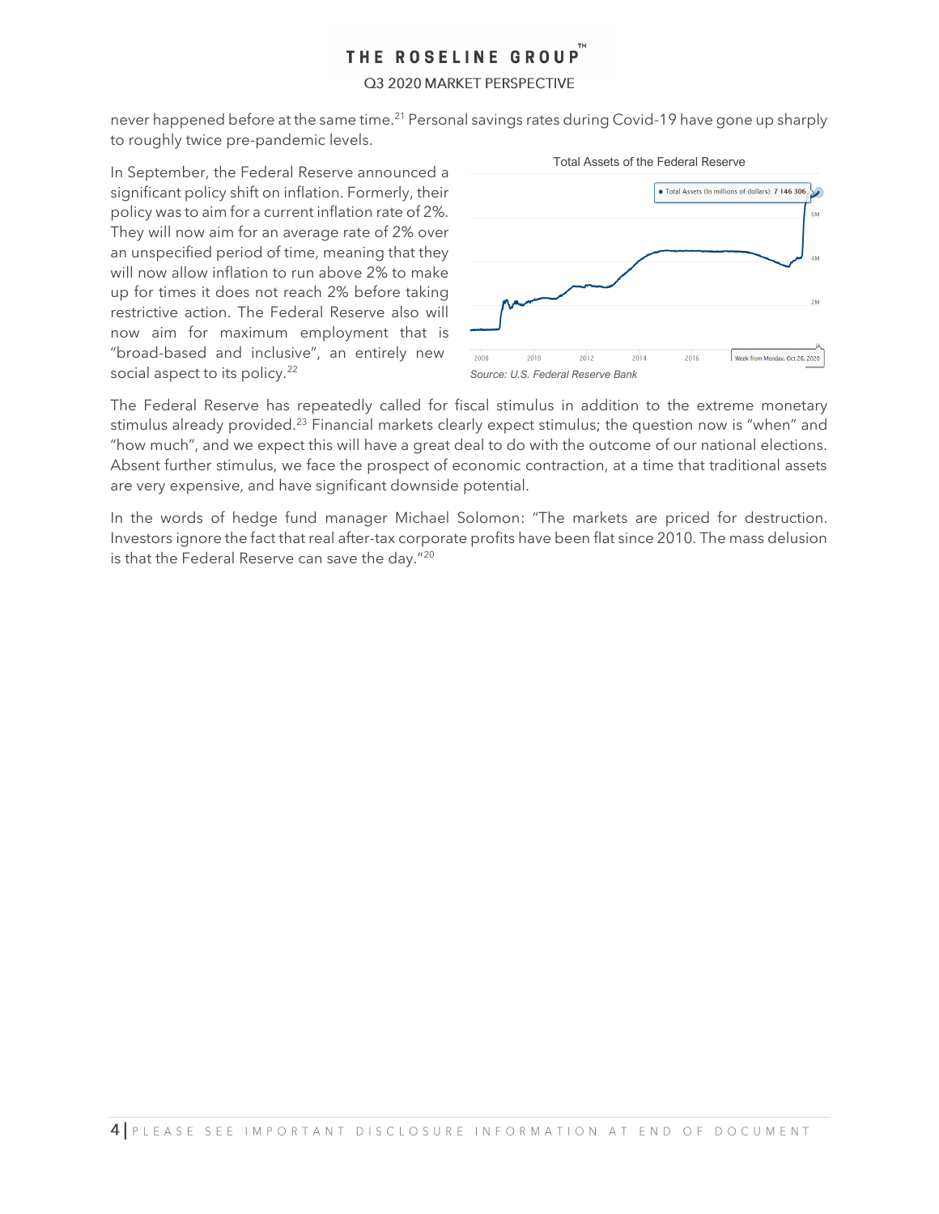never happened before at the same time.[21] Personal savings rates during Covid-19 have gone up sharply to roughly twice pre-pandemic levels.

In September, the Federal Reserve announced a significant policy shift on inflation. Formerly, their policy was to aim for a current inflation rate of 2%. They will now aim for an average rate of 2% over an unspecified period of time, meaning that they will now allow inflation to run above 2% to make up for times it does not reach 2% before taking restrictive action. The Federal Reserve also will now aim for maximum employment that is "broad-based and inclusive", an entirely new social aspect to its policy.[22]

Total Assets of the Federal Reserve

*Source: U.S. Federal Reserve Bank*

The Federal Reserve has repeatedly called for fiscal stimulus in addition to the extreme monetary stimulus already provided.[23] Financial markets clearly expect stimulus; the question now is "when" and "how much", and we expect this will have a great deal to do with the outcome of our national elections. Absent further stimulus, we face the prospect of economic contraction, at a time that traditional assets are very expensive, and have significant downside potential.

In the words of hedge fund manager Michael Solomon: "The markets are priced for destruction. Investors ignore the fact that real after-tax corporate profits have been flat since 2010. The mass delusion is that the Federal Reserve can save the day."[20]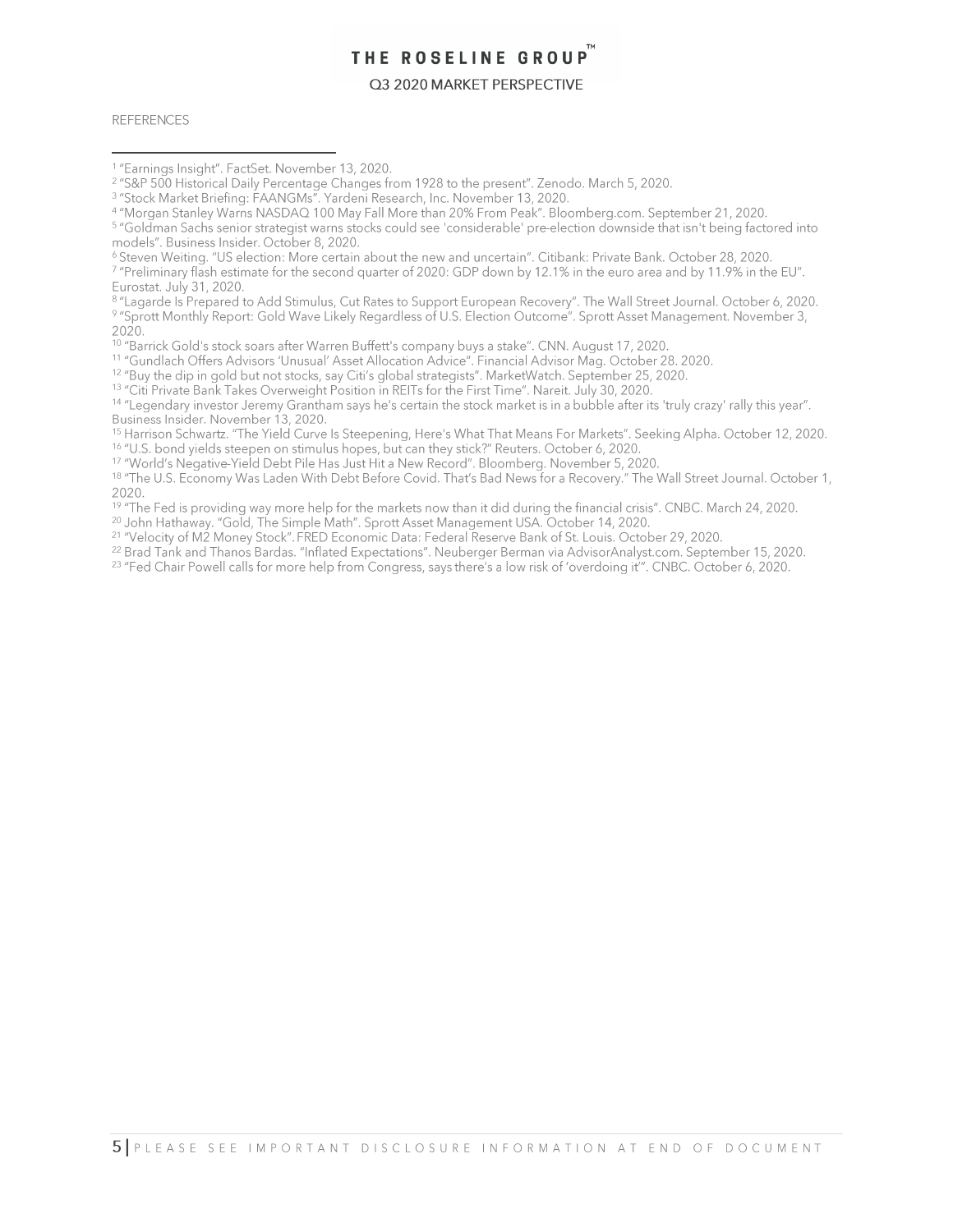REFERENCES

[1] "Earnings Insight". FactSet. November 13, 2020.
[2] "S&P 500 Historical Daily Percentage Changes from 1928 to the present". Zenodo. March 5, 2020.
[3] "Stock Market Briefing: FAANGMs". Yardeni Research, Inc. November 13, 2020.
[4] "Morgan Stanley Warns NASDAQ 100 May Fall More than 20% From Peak". Bloomberg.com. September 21, 2020.
[5] "Goldman Sachs senior strategist warns stocks could see 'considerable' pre-election downside that isn't being factored into models". Business Insider. October 8, 2020.
[6] Steven Weiting. "US election: More certain about the new and uncertain". Citibank: Private Bank. October 28, 2020.
[7] "Preliminary flash estimate for the second quarter of 2020: GDP down by 12.1% in the euro area and by 11.9% in the EU". Eurostat. July 31, 2020.
[8] "Lagarde Is Prepared to Add Stimulus, Cut Rates to Support European Recovery". The Wall Street Journal. October 6, 2020.
[9] "Sprott Monthly Report: Gold Wave Likely Regardless of U.S. Election Outcome". Sprott Asset Management. November 3, 2020.
[10] "Barrick Gold's stock soars after Warren Buffett's company buys a stake". CNN. August 17, 2020.
[11] "Gundlach Offers Advisors 'Unusual' Asset Allocation Advice". Financial Advisor Mag. October 28. 2020.
[12] "Buy the dip in gold but not stocks, say Citi's global strategists". MarketWatch. September 25, 2020.
[13] "Citi Private Bank Takes Overweight Position in REITs for the First Time". Nareit. July 30, 2020.
[14] "Legendary investor Jeremy Grantham says he's certain the stock market is in a bubble after its 'truly crazy' rally this year". Business Insider. November 13, 2020.
[15] Harrison Schwartz. "The Yield Curve Is Steepening, Here's What That Means For Markets". Seeking Alpha. October 12, 2020.
[16] "U.S. bond yields steepen on stimulus hopes, but can they stick?" Reuters. October 6, 2020.
[17] "World's Negative-Yield Debt Pile Has Just Hit a New Record". Bloomberg. November 5, 2020.
[18] "The U.S. Economy Was Laden With Debt Before Covid. That's Bad News for a Recovery." The Wall Street Journal. October 1, 2020.
[19] "The Fed is providing way more help for the markets now than it did during the financial crisis". CNBC. March 24, 2020.
[20] John Hathaway. "Gold, The Simple Math". Sprott Asset Management USA. October 14, 2020.
[21] "Velocity of M2 Money Stock". FRED Economic Data: Federal Reserve Bank of St. Louis. October 29, 2020.
[22] Brad Tank and Thanos Bardas. "Inflated Expectations". Neuberger Berman via AdvisorAnalyst.com. September 15, 2020.
[23] "Fed Chair Powell calls for more help from Congress, says there's a low risk of 'overdoing it'". CNBC. October 6, 2020.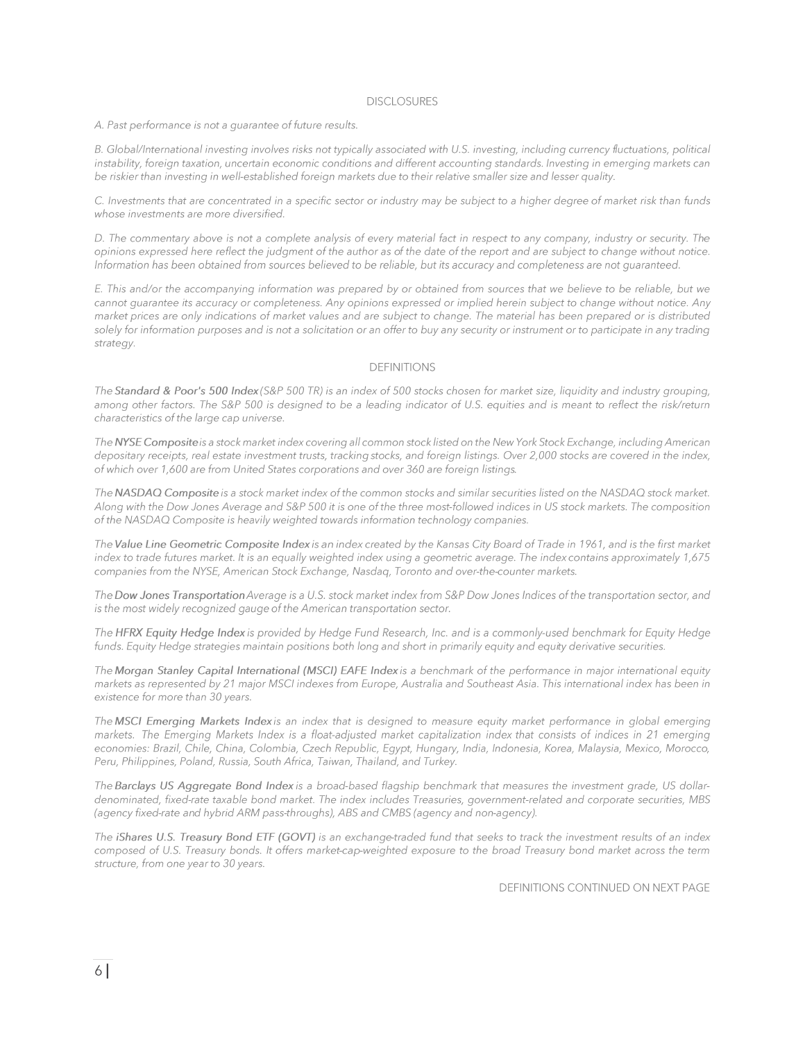## DISCLOSURES

*A. Past performance is not a guarantee of future results.*

*B. Global/International investing involves risks not typically associated with U.S. investing, including currency fluctuations, political instability, foreign taxation, uncertain economic conditions and different accounting standards. Investing in emerging markets can be riskier than investing in well-established foreign markets due to their relative smaller size and lesser quality.*

*C. Investments that are concentrated in a specific sector or industry may be subject to a higher degree of market risk than funds whose investments are more diversified.*

*D. The commentary above is not a complete analysis of every material fact in respect to any company, industry or security. The opinions expressed here reflect the judgment of the author as of the date of the report and are subject to change without notice. Information has been obtained from sources believed to be reliable, but its accuracy and completeness are not guaranteed.*

*E. This and/or the accompanying information was prepared by or obtained from sources that we believe to be reliable, but we cannot guarantee its accuracy or completeness. Any opinions expressed or implied herein subject to change without notice. Any market prices are only indications of market values and are subject to change. The material has been prepared or is distributed solely for information purposes and is not a solicitation or an offer to buy any security or instrument or to participate in any trading strategy.*

## DEFINITIONS

*The **Standard & Poor's 500 Index** (S&P 500 TR) is an index of 500 stocks chosen for market size, liquidity and industry grouping, among other factors. The S&P 500 is designed to be a leading indicator of U.S. equities and is meant to reflect the risk/return characteristics of the large cap universe.*

*The **NYSE Composite** is a stock market index covering all common stock listed on the New York Stock Exchange, including American depositary receipts, real estate investment trusts, tracking stocks, and foreign listings. Over 2,000 stocks are covered in the index, of which over 1,600 are from United States corporations and over 360 are foreign listings.*

*The **NASDAQ Composite** is a stock market index of the common stocks and similar securities listed on the NASDAQ stock market. Along with the Dow Jones Average and S&P 500 it is one of the three most-followed indices in US stock markets. The composition of the NASDAQ Composite is heavily weighted towards information technology companies.*

*The **Value Line Geometric Composite Index** is an index created by the Kansas City Board of Trade in 1961, and is the first market index to trade futures market. It is an equally weighted index using a geometric average. The index contains approximately 1,675 companies from the NYSE, American Stock Exchange, Nasdaq, Toronto and over-the-counter markets.*

*The **Dow Jones Transportation** Average is a U.S. stock market index from S&P Dow Jones Indices of the transportation sector, and is the most widely recognized gauge of the American transportation sector.*

*The **HFRX Equity Hedge Index** is provided by Hedge Fund Research, Inc. and is a commonly-used benchmark for Equity Hedge funds. Equity Hedge strategies maintain positions both long and short in primarily equity and equity derivative securities.*

*The **Morgan Stanley Capital International (MSCI) EAFE Index** is a benchmark of the performance in major international equity markets as represented by 21 major MSCI indexes from Europe, Australia and Southeast Asia. This international index has been in existence for more than 30 years.*

*The **MSCI Emerging Markets Index** is an index that is designed to measure equity market performance in global emerging markets. The Emerging Markets Index is a float-adjusted market capitalization index that consists of indices in 21 emerging economies: Brazil, Chile, China, Colombia, Czech Republic, Egypt, Hungary, India, Indonesia, Korea, Malaysia, Mexico, Morocco, Peru, Philippines, Poland, Russia, South Africa, Taiwan, Thailand, and Turkey.*

*The **Barclays US Aggregate Bond Index** is a broad-based flagship benchmark that measures the investment grade, US dollar-denominated, fixed-rate taxable bond market. The index includes Treasuries, government-related and corporate securities, MBS (agency fixed-rate and hybrid ARM pass-throughs), ABS and CMBS (agency and non-agency).*

*The **iShares U.S. Treasury Bond ETF (GOVT)** is an exchange-traded fund that seeks to track the investment results of an index composed of U.S. Treasury bonds. It offers market-cap-weighted exposure to the broad Treasury bond market across the term structure, from one year to 30 years.*

DEFINITIONS CONTINUED ON NEXT PAGE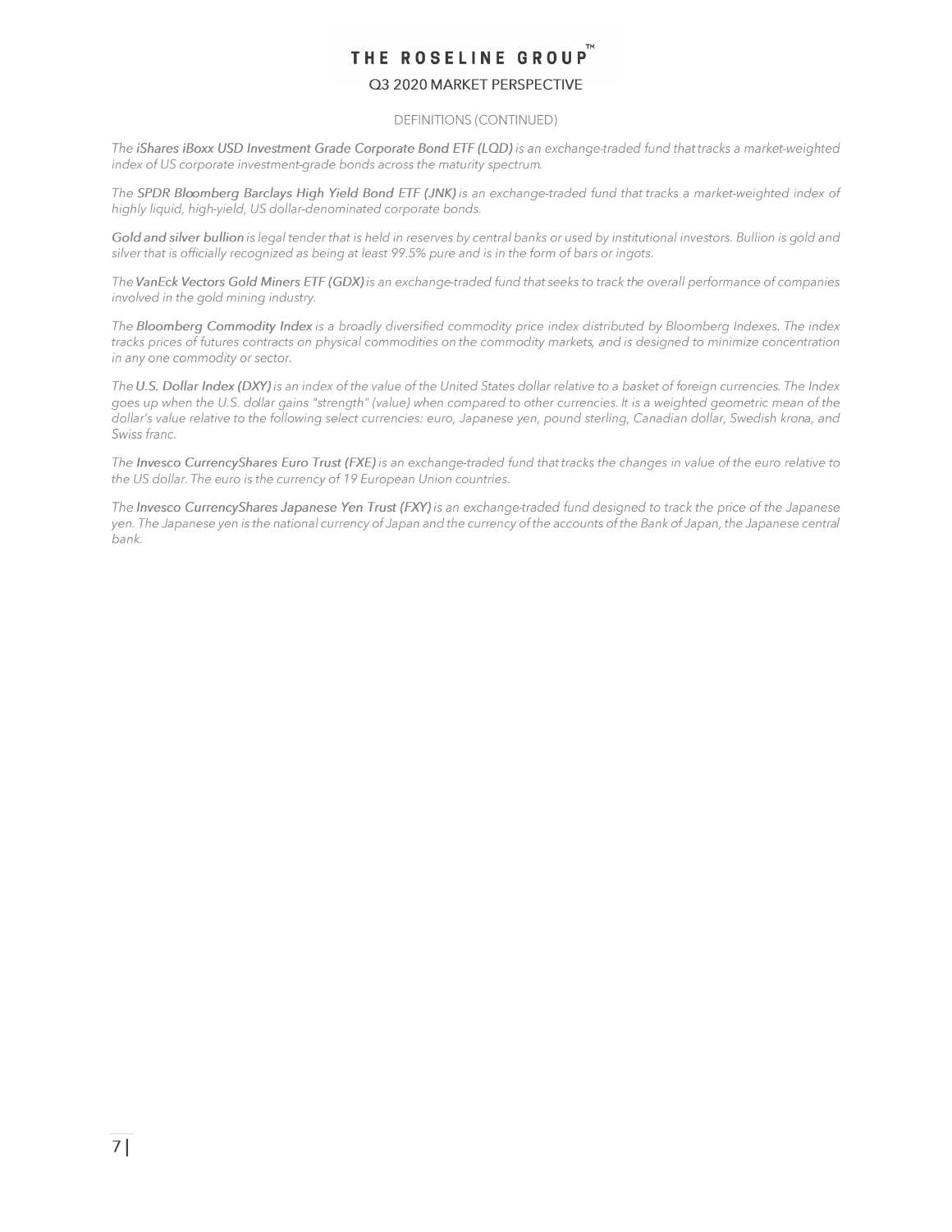DEFINITIONS (CONTINUED)

*The* ***iShares iBoxx USD Investment Grade Corporate Bond ETF (LQD)*** *is an exchange-traded fund that tracks a market-weighted index of US corporate investment-grade bonds across the maturity spectrum.*

*The* ***SPDR Bloomberg Barclays High Yield Bond ETF (JNK)*** *is an exchange-traded fund that tracks a market-weighted index of highly liquid, high-yield, US dollar-denominated corporate bonds.*

***Gold and silver bullion*** *is legal tender that is held in reserves by central banks or used by institutional investors. Bullion is gold and silver that is officially recognized as being at least 99.5% pure and is in the form of bars or ingots.*

*The* ***VanEck Vectors Gold Miners ETF (GDX)*** *is an exchange-traded fund that seeks to track the overall performance of companies involved in the gold mining industry.*

*The* ***Bloomberg Commodity Index*** *is a broadly diversified commodity price index distributed by Bloomberg Indexes. The index tracks prices of futures contracts on physical commodities on the commodity markets, and is designed to minimize concentration in any one commodity or sector.*

*The* ***U.S. Dollar Index (DXY)*** *is an index of the value of the United States dollar relative to a basket of foreign currencies. The Index goes up when the U.S. dollar gains "strength" (value) when compared to other currencies. It is a weighted geometric mean of the dollar's value relative to the following select currencies: euro, Japanese yen, pound sterling, Canadian dollar, Swedish krona, and Swiss franc.*

*The* ***Invesco CurrencyShares Euro Trust (FXE)*** *is an exchange-traded fund that tracks the changes in value of the euro relative to the US dollar. The euro is the currency of 19 European Union countries.*

*The* ***Invesco CurrencyShares Japanese Yen Trust (FXY)*** *is an exchange-traded fund designed to track the price of the Japanese yen. The Japanese yen is the national currency of Japan and the currency of the accounts of the Bank of Japan, the Japanese central bank.*